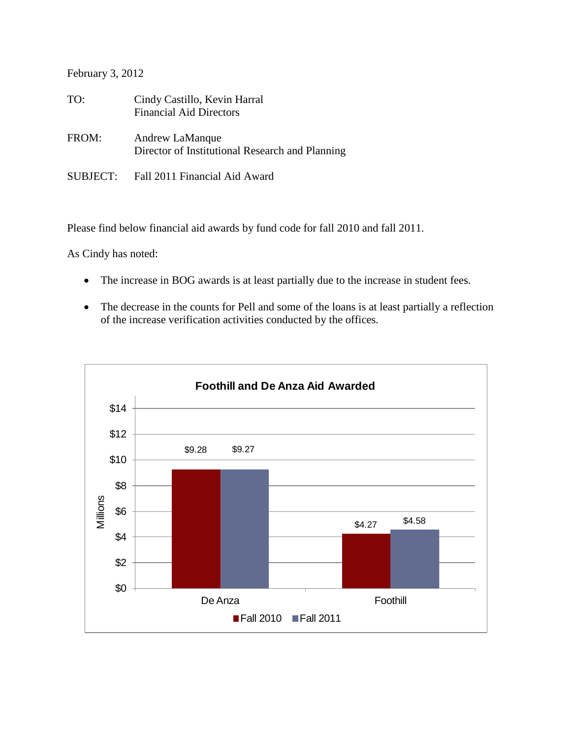February 3, 2012

TO: Cindy Castillo, Kevin Harral
Financial Aid Directors

FROM: Andrew LaManque
Director of Institutional Research and Planning

SUBJECT: Fall 2011 Financial Aid Award

Please find below financial aid awards by fund code for fall 2010 and fall 2011.

As Cindy has noted:

- The increase in BOG awards is at least partially due to the increase in student fees.
- The decrease in the counts for Pell and some of the loans is at least partially a reflection of the increase verification activities conducted by the offices.

**Foothill and De Anza Aid Awarded**

| Millions | Fall 2010 | Fall 2011 |
|---|---|---|
| De Anza | $9.28 | $9.27 |
| Foothill | $4.27 | $4.58 |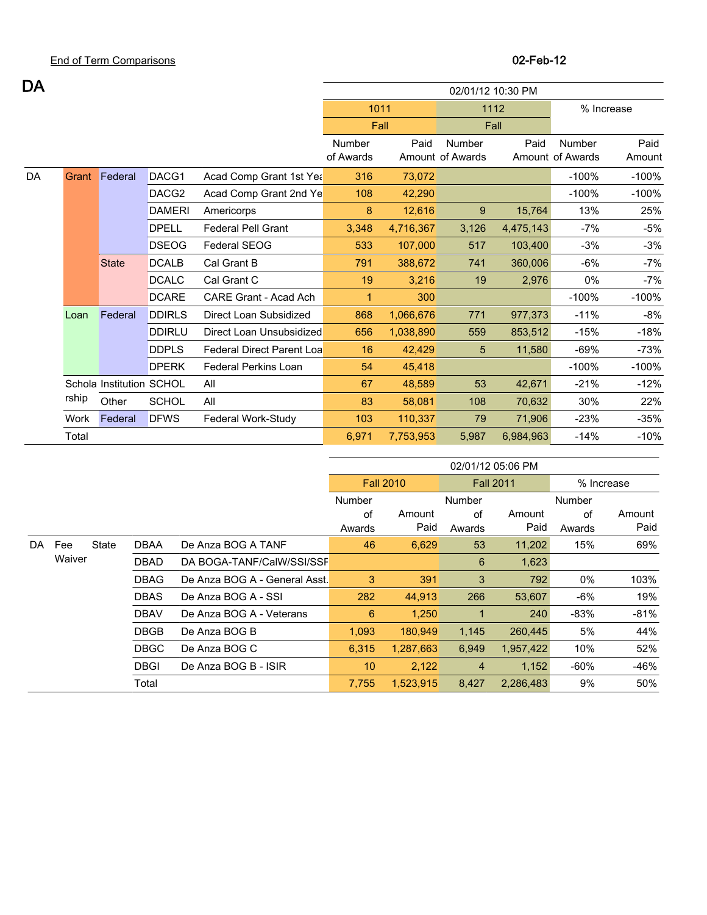End of Term Comparisons

02-Feb-12

# DA

| | | | | | 02/01/12 10:30 PM | | | | | |
|---|---|---|---|---|---|---|---|---|---|---|
| | | | | | 1011 | | 1112 | | % Increase | |
| | | | | | Fall | | Fall | | | |
| | | | | | Number of Awards | Paid Amount | Number of Awards | Paid Amount | Number of Awards | Paid Amount |
| DA | Grant | Federal | DACG1 | Acad Comp Grant 1st Yea | 316 | 73,072 | | | -100% | -100% |
| | | | DACG2 | Acad Comp Grant 2nd Ye | 108 | 42,290 | | | -100% | -100% |
| | | | DAMERI | Americorps | 8 | 12,616 | 9 | 15,764 | 13% | 25% |
| | | | DPELL | Federal Pell Grant | 3,348 | 4,716,367 | 3,126 | 4,475,143 | -7% | -5% |
| | | | DSEOG | Federal SEOG | 533 | 107,000 | 517 | 103,400 | -3% | -3% |
| | | State | DCALB | Cal Grant B | 791 | 388,672 | 741 | 360,006 | -6% | -7% |
| | | | DCALC | Cal Grant C | 19 | 3,216 | 19 | 2,976 | 0% | -7% |
| | | | DCARE | CARE Grant - Acad Ach | 1 | 300 | | | -100% | -100% |
| | Loan | Federal | DDIRLS | Direct Loan Subsidized | 868 | 1,066,676 | 771 | 977,373 | -11% | -8% |
| | | | DDIRLU | Direct Loan Unsubsidized | 656 | 1,038,890 | 559 | 853,512 | -15% | -18% |
| | | | DDPLS | Federal Direct Parent Loa | 16 | 42,429 | 5 | 11,580 | -69% | -73% |
| | | | DPERK | Federal Perkins Loan | 54 | 45,418 | | | -100% | -100% |
| | Scholarship | Institution | SCHOL | All | 67 | 48,589 | 53 | 42,671 | -21% | -12% |
| | | Other | SCHOL | All | 83 | 58,081 | 108 | 70,632 | 30% | 22% |
| | Work | Federal | DFWS | Federal Work-Study | 103 | 110,337 | 79 | 71,906 | -23% | -35% |
| | Total | | | | 6,971 | 7,753,953 | 5,987 | 6,984,963 | -14% | -10% |

| | | | | | 02/01/12 05:06 PM | | | | | |
|---|---|---|---|---|---|---|---|---|---|---|
| | | | | | Fall 2010 | | Fall 2011 | | % Increase | |
| | | | | | Number of Awards | Amount Paid | Number of Awards | Amount Paid | Number of Awards | Amount Paid |
| DA | Fee Waiver | State | DBAA | De Anza BOG A TANF | 46 | 6,629 | 53 | 11,202 | 15% | 69% |
| | | | DBAD | DA BOGA-TANF/CalW/SSI/SSF | | | 6 | 1,623 | | |
| | | | DBAG | De Anza BOG A - General Asst. | 3 | 391 | 3 | 792 | 0% | 103% |
| | | | DBAS | De Anza BOG A - SSI | 282 | 44,913 | 266 | 53,607 | -6% | 19% |
| | | | DBAV | De Anza BOG A - Veterans | 6 | 1,250 | 1 | 240 | -83% | -81% |
| | | | DBGB | De Anza BOG B | 1,093 | 180,949 | 1,145 | 260,445 | 5% | 44% |
| | | | DBGC | De Anza BOG C | 6,315 | 1,287,663 | 6,949 | 1,957,422 | 10% | 52% |
| | | | DBGI | De Anza BOG B - ISIR | 10 | 2,122 | 4 | 1,152 | -60% | -46% |
| | | | Total | | 7,755 | 1,523,915 | 8,427 | 2,286,483 | 9% | 50% |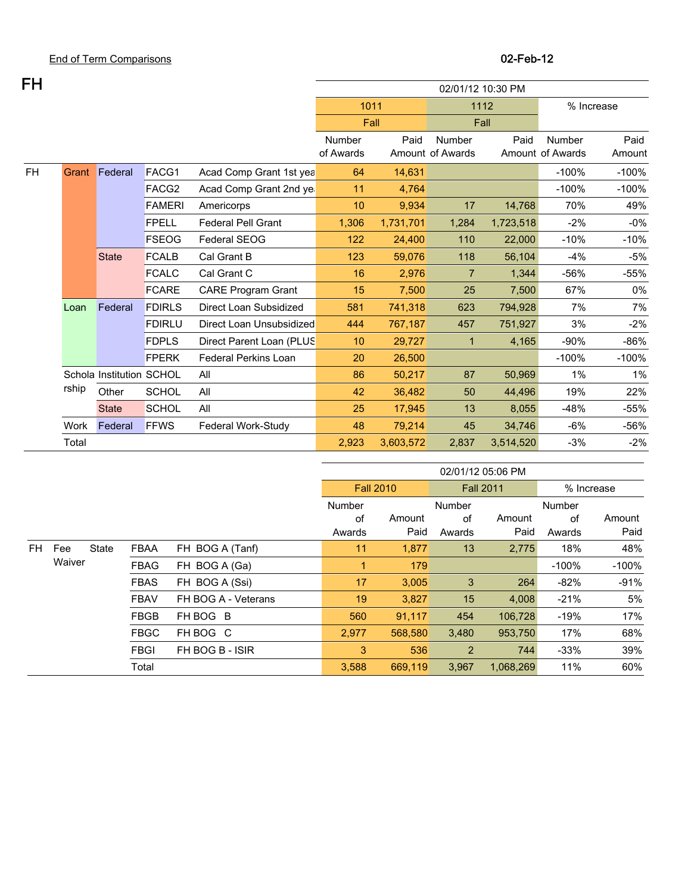End of Term Comparisons

02-Feb-12

# FH

| | | | | | 02/01/12 10:30 PM | | | | | |
|---|---|---|---|---|---|---|---|---|---|---|
| | | | | | 1011 | | 1112 | | % Increase | |
| | | | | | Fall | | Fall | | | |
| | | | | | Number of Awards | Paid Amount | Number of Awards | Paid Amount | Number of Awards | Paid Amount |
| FH | Grant | Federal | FACG1 | Acad Comp Grant 1st yea | 64 | 14,631 | | | -100% | -100% |
| | | | FACG2 | Acad Comp Grant 2nd ye | 11 | 4,764 | | | -100% | -100% |
| | | | FAMERI | Americorps | 10 | 9,934 | 17 | 14,768 | 70% | 49% |
| | | | FPELL | Federal Pell Grant | 1,306 | 1,731,701 | 1,284 | 1,723,518 | -2% | -0% |
| | | | FSEOG | Federal SEOG | 122 | 24,400 | 110 | 22,000 | -10% | -10% |
| | | State | FCALB | Cal Grant B | 123 | 59,076 | 118 | 56,104 | -4% | -5% |
| | | | FCALC | Cal Grant C | 16 | 2,976 | 7 | 1,344 | -56% | -55% |
| | | | FCARE | CARE Program Grant | 15 | 7,500 | 25 | 7,500 | 67% | 0% |
| | Loan | Federal | FDIRLS | Direct Loan Subsidized | 581 | 741,318 | 623 | 794,928 | 7% | 7% |
| | | | FDIRLU | Direct Loan Unsubsidized | 444 | 767,187 | 457 | 751,927 | 3% | -2% |
| | | | FDPLS | Direct Parent Loan (PLUS | 10 | 29,727 | 1 | 4,165 | -90% | -86% |
| | | | FPERK | Federal Perkins Loan | 20 | 26,500 | | | -100% | -100% |
| | Scholarship | Institution | SCHOL | All | 86 | 50,217 | 87 | 50,969 | 1% | 1% |
| | | Other | SCHOL | All | 42 | 36,482 | 50 | 44,496 | 19% | 22% |
| | | State | SCHOL | All | 25 | 17,945 | 13 | 8,055 | -48% | -55% |
| | Work | Federal | FFWS | Federal Work-Study | 48 | 79,214 | 45 | 34,746 | -6% | -56% |
| | Total | | | | 2,923 | 3,603,572 | 2,837 | 3,514,520 | -3% | -2% |

| | | | | | 02/01/12 05:06 PM | | | | | |
|---|---|---|---|---|---|---|---|---|---|---|
| | | | | | Fall 2010 | | Fall 2011 | | % Increase | |
| | | | | | Number of Awards | Amount Paid | Number of Awards | Amount Paid | Number of Awards | Amount Paid |
| FH | Fee Waiver | State | FBAA | FH BOG A (Tanf) | 11 | 1,877 | 13 | 2,775 | 18% | 48% |
| | | | FBAG | FH BOG A (Ga) | 1 | 179 | | | -100% | -100% |
| | | | FBAS | FH BOG A (Ssi) | 17 | 3,005 | 3 | 264 | -82% | -91% |
| | | | FBAV | FH BOG A - Veterans | 19 | 3,827 | 15 | 4,008 | -21% | 5% |
| | | | FBGB | FH BOG B | 560 | 91,117 | 454 | 106,728 | -19% | 17% |
| | | | FBGC | FH BOG C | 2,977 | 568,580 | 3,480 | 953,750 | 17% | 68% |
| | | | FBGI | FH BOG B - ISIR | 3 | 536 | 2 | 744 | -33% | 39% |
| | | | Total | | 3,588 | 669,119 | 3,967 | 1,068,269 | 11% | 60% |